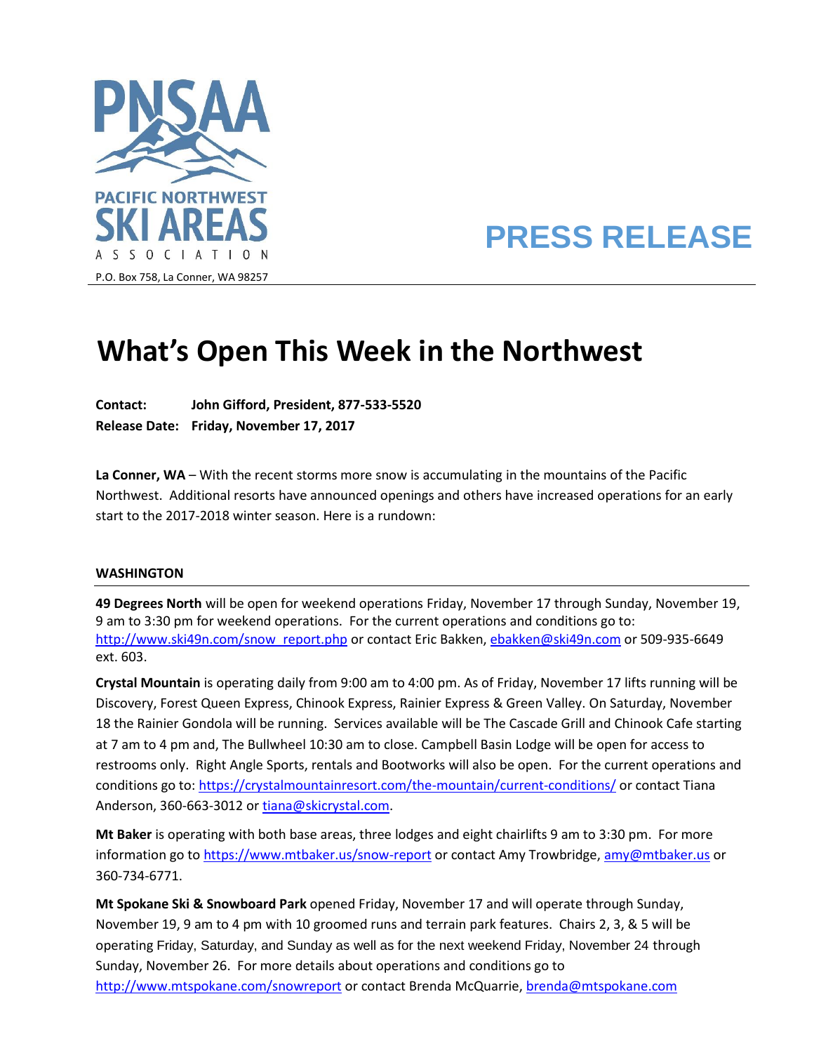PNSAA

PACIFIC NORTHWEST SKI AREAS ASSOCIATION

P.O. Box 758, La Conner, WA 98257

**PRESS RELEASE**

# What's Open This Week in the Northwest

**Contact:** **John Gifford, President, 877-533-5520**
**Release Date:** **Friday, November 17, 2017**

**La Conner, WA** – With the recent storms more snow is accumulating in the mountains of the Pacific Northwest. Additional resorts have announced openings and others have increased operations for an early start to the 2017-2018 winter season. Here is a rundown:

## WASHINGTON

**49 Degrees North** will be open for weekend operations Friday, November 17 through Sunday, November 19, 9 am to 3:30 pm for weekend operations. For the current operations and conditions go to: http://www.ski49n.com/snow_report.php or contact Eric Bakken, ebakken@ski49n.com or 509-935-6649 ext. 603.

**Crystal Mountain** is operating daily from 9:00 am to 4:00 pm. As of Friday, November 17 lifts running will be Discovery, Forest Queen Express, Chinook Express, Rainier Express & Green Valley. On Saturday, November 18 the Rainier Gondola will be running. Services available will be The Cascade Grill and Chinook Cafe starting at 7 am to 4 pm and, The Bullwheel 10:30 am to close. Campbell Basin Lodge will be open for access to restrooms only. Right Angle Sports, rentals and Bootworks will also be open. For the current operations and conditions go to: https://crystalmountainresort.com/the-mountain/current-conditions/ or contact Tiana Anderson, 360-663-3012 or tiana@skicrystal.com.

**Mt Baker** is operating with both base areas, three lodges and eight chairlifts 9 am to 3:30 pm. For more information go to https://www.mtbaker.us/snow-report or contact Amy Trowbridge, amy@mtbaker.us or 360-734-6771.

**Mt Spokane Ski & Snowboard Park** opened Friday, November 17 and will operate through Sunday, November 19, 9 am to 4 pm with 10 groomed runs and terrain park features. Chairs 2, 3, & 5 will be operating Friday, Saturday, and Sunday as well as for the next weekend Friday, November 24 through Sunday, November 26. For more details about operations and conditions go to http://www.mtspokane.com/snowreport or contact Brenda McQuarrie, brenda@mtspokane.com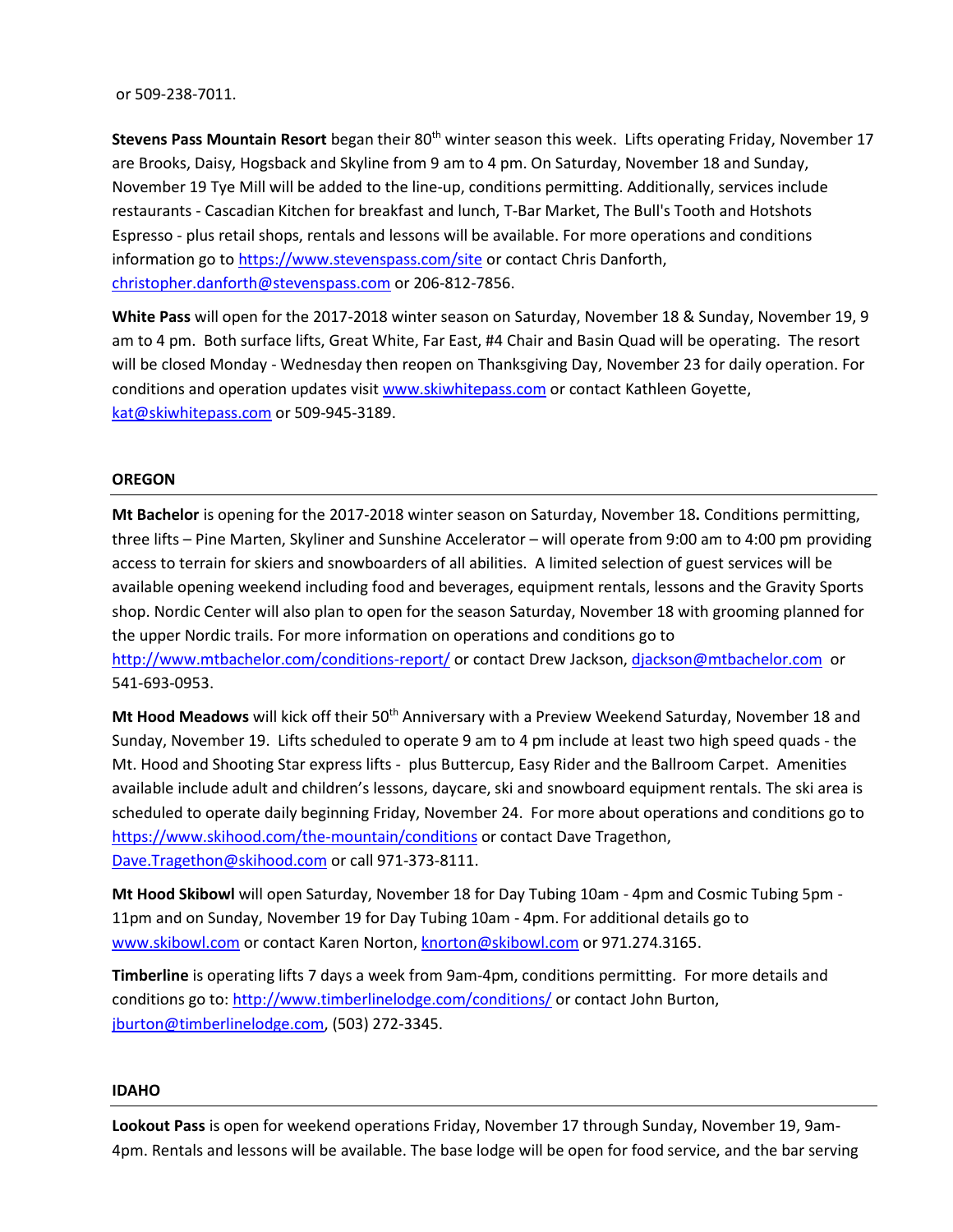or 509-238-7011.

**Stevens Pass Mountain Resort** began their 80th winter season this week. Lifts operating Friday, November 17 are Brooks, Daisy, Hogsback and Skyline from 9 am to 4 pm. On Saturday, November 18 and Sunday, November 19 Tye Mill will be added to the line-up, conditions permitting. Additionally, services include restaurants - Cascadian Kitchen for breakfast and lunch, T-Bar Market, The Bull's Tooth and Hotshots Espresso - plus retail shops, rentals and lessons will be available. For more operations and conditions information go to https://www.stevenspass.com/site or contact Chris Danforth, christopher.danforth@stevenspass.com or 206-812-7856.

**White Pass** will open for the 2017-2018 winter season on Saturday, November 18 & Sunday, November 19, 9 am to 4 pm. Both surface lifts, Great White, Far East, #4 Chair and Basin Quad will be operating. The resort will be closed Monday - Wednesday then reopen on Thanksgiving Day, November 23 for daily operation. For conditions and operation updates visit www.skiwhitepass.com or contact Kathleen Goyette, kat@skiwhitepass.com or 509-945-3189.

## OREGON

**Mt Bachelor** is opening for the 2017-2018 winter season on Saturday, November 18**.** Conditions permitting, three lifts – Pine Marten, Skyliner and Sunshine Accelerator – will operate from 9:00 am to 4:00 pm providing access to terrain for skiers and snowboarders of all abilities. A limited selection of guest services will be available opening weekend including food and beverages, equipment rentals, lessons and the Gravity Sports shop. Nordic Center will also plan to open for the season Saturday, November 18 with grooming planned for the upper Nordic trails. For more information on operations and conditions go to http://www.mtbachelor.com/conditions-report/ or contact Drew Jackson, djackson@mtbachelor.com or 541-693-0953.

**Mt Hood Meadows** will kick off their 50th Anniversary with a Preview Weekend Saturday, November 18 and Sunday, November 19. Lifts scheduled to operate 9 am to 4 pm include at least two high speed quads - the Mt. Hood and Shooting Star express lifts - plus Buttercup, Easy Rider and the Ballroom Carpet. Amenities available include adult and children's lessons, daycare, ski and snowboard equipment rentals. The ski area is scheduled to operate daily beginning Friday, November 24. For more about operations and conditions go to https://www.skihood.com/the-mountain/conditions or contact Dave Tragethon, Dave.Tragethon@skihood.com or call 971-373-8111.

**Mt Hood Skibowl** will open Saturday, November 18 for Day Tubing 10am - 4pm and Cosmic Tubing 5pm - 11pm and on Sunday, November 19 for Day Tubing 10am - 4pm. For additional details go to www.skibowl.com or contact Karen Norton, knorton@skibowl.com or 971.274.3165.

**Timberline** is operating lifts 7 days a week from 9am-4pm, conditions permitting. For more details and conditions go to: http://www.timberlinelodge.com/conditions/ or contact John Burton, jburton@timberlinelodge.com, (503) 272-3345.

## IDAHO

**Lookout Pass** is open for weekend operations Friday, November 17 through Sunday, November 19, 9am-4pm. Rentals and lessons will be available. The base lodge will be open for food service, and the bar serving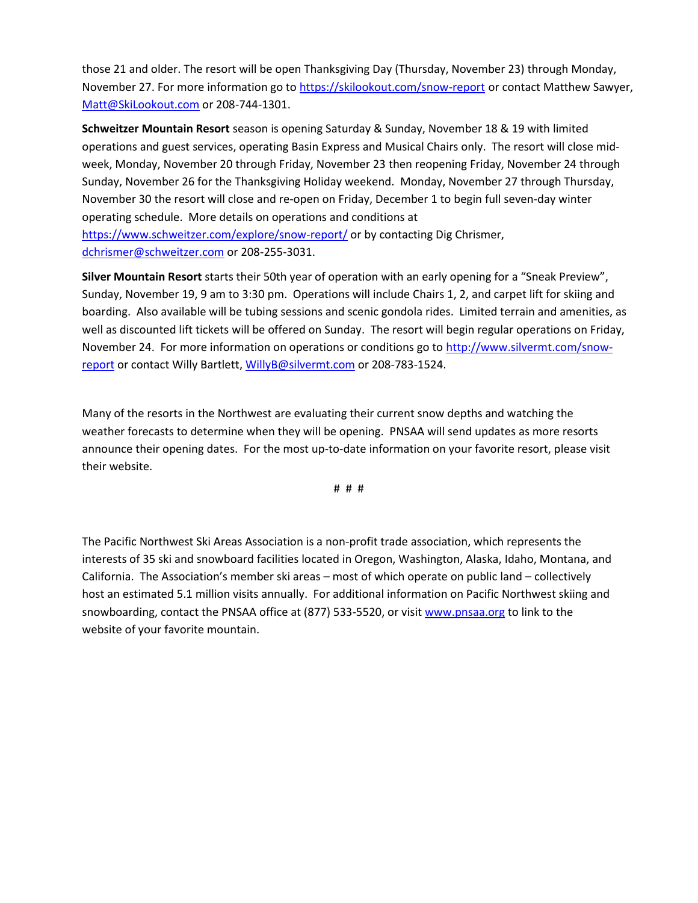those 21 and older. The resort will be open Thanksgiving Day (Thursday, November 23) through Monday, November 27. For more information go to https://skilookout.com/snow-report or contact Matthew Sawyer, Matt@SkiLookout.com or 208-744-1301.

**Schweitzer Mountain Resort** season is opening Saturday & Sunday, November 18 & 19 with limited operations and guest services, operating Basin Express and Musical Chairs only. The resort will close mid-week, Monday, November 20 through Friday, November 23 then reopening Friday, November 24 through Sunday, November 26 for the Thanksgiving Holiday weekend. Monday, November 27 through Thursday, November 30 the resort will close and re-open on Friday, December 1 to begin full seven-day winter operating schedule. More details on operations and conditions at https://www.schweitzer.com/explore/snow-report/ or by contacting Dig Chrismer, dchrismer@schweitzer.com or 208-255-3031.

**Silver Mountain Resort** starts their 50th year of operation with an early opening for a "Sneak Preview", Sunday, November 19, 9 am to 3:30 pm. Operations will include Chairs 1, 2, and carpet lift for skiing and boarding. Also available will be tubing sessions and scenic gondola rides. Limited terrain and amenities, as well as discounted lift tickets will be offered on Sunday. The resort will begin regular operations on Friday, November 24. For more information on operations or conditions go to http://www.silvermt.com/snow-report or contact Willy Bartlett, WillyB@silvermt.com or 208-783-1524.

Many of the resorts in the Northwest are evaluating their current snow depths and watching the weather forecasts to determine when they will be opening. PNSAA will send updates as more resorts announce their opening dates. For the most up-to-date information on your favorite resort, please visit their website.

# # #

The Pacific Northwest Ski Areas Association is a non-profit trade association, which represents the interests of 35 ski and snowboard facilities located in Oregon, Washington, Alaska, Idaho, Montana, and California. The Association's member ski areas – most of which operate on public land – collectively host an estimated 5.1 million visits annually. For additional information on Pacific Northwest skiing and snowboarding, contact the PNSAA office at (877) 533-5520, or visit www.pnsaa.org to link to the website of your favorite mountain.